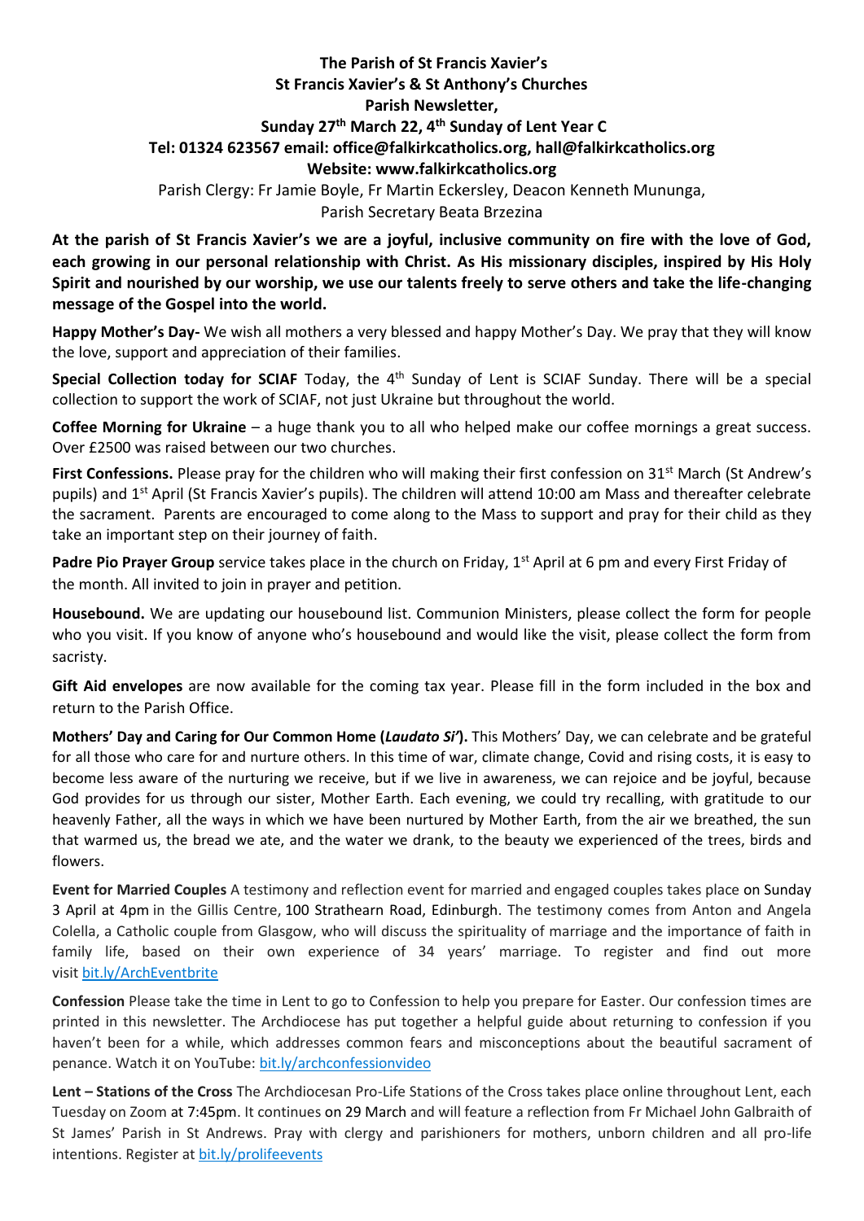**The Parish of St Francis Xavier's**
**St Francis Xavier's & St Anthony's Churches**
**Parish Newsletter,**
**Sunday 27th March 22, 4th Sunday of Lent Year C**
**Tel: 01324 623567 email: office@falkirkcatholics.org, hall@falkirkcatholics.org**
**Website: www.falkirkcatholics.org**

Parish Clergy: Fr Jamie Boyle, Fr Martin Eckersley, Deacon Kenneth Mununga,
Parish Secretary Beata Brzezina

**At the parish of St Francis Xavier's we are a joyful, inclusive community on fire with the love of God, each growing in our personal relationship with Christ. As His missionary disciples, inspired by His Holy Spirit and nourished by our worship, we use our talents freely to serve others and take the life-changing message of the Gospel into the world.**

**Happy Mother's Day-** We wish all mothers a very blessed and happy Mother's Day. We pray that they will know the love, support and appreciation of their families.

**Special Collection today for SCIAF** Today, the 4th Sunday of Lent is SCIAF Sunday. There will be a special collection to support the work of SCIAF, not just Ukraine but throughout the world.

**Coffee Morning for Ukraine** – a huge thank you to all who helped make our coffee mornings a great success. Over £2500 was raised between our two churches.

**First Confessions.** Please pray for the children who will making their first confession on 31st March (St Andrew's pupils) and 1st April (St Francis Xavier's pupils). The children will attend 10:00 am Mass and thereafter celebrate the sacrament. Parents are encouraged to come along to the Mass to support and pray for their child as they take an important step on their journey of faith.

**Padre Pio Prayer Group** service takes place in the church on Friday, 1st April at 6 pm and every First Friday of the month. All invited to join in prayer and petition.

**Housebound.** We are updating our housebound list. Communion Ministers, please collect the form for people who you visit. If you know of anyone who's housebound and would like the visit, please collect the form from sacristy.

**Gift Aid envelopes** are now available for the coming tax year. Please fill in the form included in the box and return to the Parish Office.

**Mothers' Day and Caring for Our Common Home (*Laudato Si'*).** This Mothers' Day, we can celebrate and be grateful for all those who care for and nurture others. In this time of war, climate change, Covid and rising costs, it is easy to become less aware of the nurturing we receive, but if we live in awareness, we can rejoice and be joyful, because God provides for us through our sister, Mother Earth. Each evening, we could try recalling, with gratitude to our heavenly Father, all the ways in which we have been nurtured by Mother Earth, from the air we breathed, the sun that warmed us, the bread we ate, and the water we drank, to the beauty we experienced of the trees, birds and flowers.

**Event for Married Couples** A testimony and reflection event for married and engaged couples takes place on Sunday 3 April at 4pm in the Gillis Centre, 100 Strathearn Road, Edinburgh. The testimony comes from Anton and Angela Colella, a Catholic couple from Glasgow, who will discuss the spirituality of marriage and the importance of faith in family life, based on their own experience of 34 years' marriage. To register and find out more visit bit.ly/ArchEventbrite

**Confession** Please take the time in Lent to go to Confession to help you prepare for Easter. Our confession times are printed in this newsletter. The Archdiocese has put together a helpful guide about returning to confession if you haven't been for a while, which addresses common fears and misconceptions about the beautiful sacrament of penance. Watch it on YouTube: bit.ly/archconfessionvideo

**Lent – Stations of the Cross** The Archdiocesan Pro-Life Stations of the Cross takes place online throughout Lent, each Tuesday on Zoom at 7:45pm. It continues on 29 March and will feature a reflection from Fr Michael John Galbraith of St James' Parish in St Andrews. Pray with clergy and parishioners for mothers, unborn children and all pro-life intentions. Register at bit.ly/prolifeevents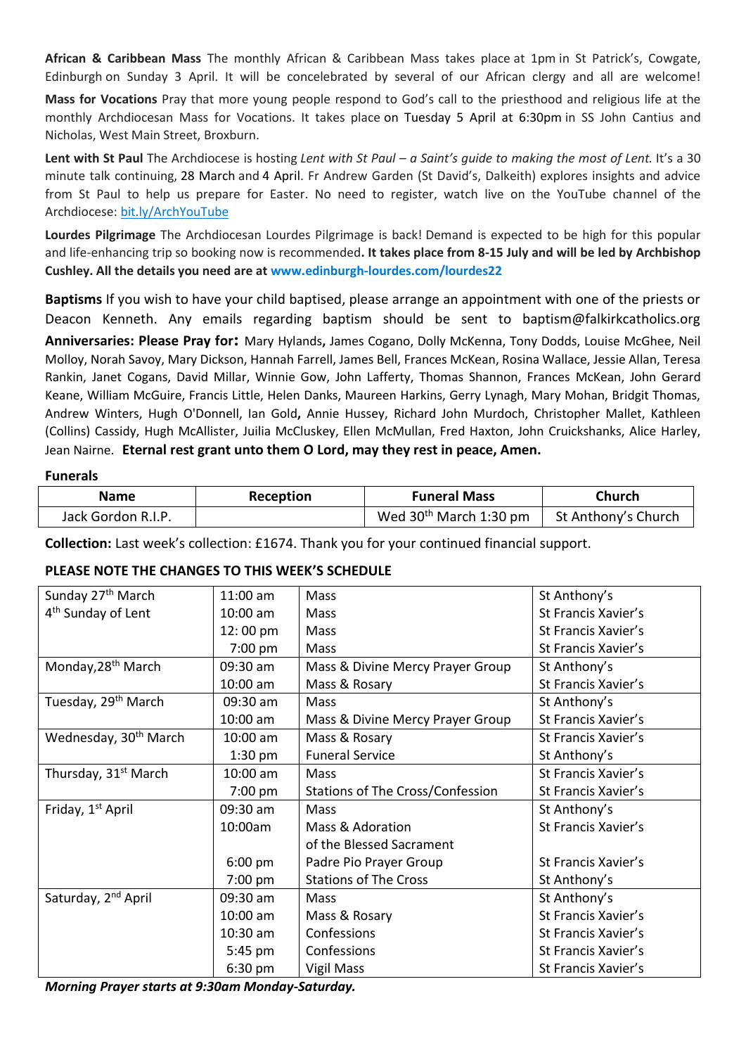**African & Caribbean Mass** The monthly African & Caribbean Mass takes place at 1pm in St Patrick's, Cowgate, Edinburgh on Sunday 3 April. It will be concelebrated by several of our African clergy and all are welcome!

**Mass for Vocations** Pray that more young people respond to God's call to the priesthood and religious life at the monthly Archdiocesan Mass for Vocations. It takes place on Tuesday 5 April at 6:30pm in SS John Cantius and Nicholas, West Main Street, Broxburn.

**Lent with St Paul** The Archdiocese is hosting *Lent with St Paul – a Saint's guide to making the most of Lent.* It's a 30 minute talk continuing, 28 March and 4 April. Fr Andrew Garden (St David's, Dalkeith) explores insights and advice from St Paul to help us prepare for Easter. No need to register, watch live on the YouTube channel of the Archdiocese: bit.ly/ArchYouTube

**Lourdes Pilgrimage** The Archdiocesan Lourdes Pilgrimage is back! Demand is expected to be high for this popular and life-enhancing trip so booking now is recommended**. It takes place from 8-15 July and will be led by Archbishop Cushley. All the details you need are at www.edinburgh-lourdes.com/lourdes22**

**Baptisms** If you wish to have your child baptised, please arrange an appointment with one of the priests or Deacon Kenneth. Any emails regarding baptism should be sent to baptism@falkirkcatholics.org

**Anniversaries: Please Pray for:** Mary Hylands**,** James Cogano, Dolly McKenna, Tony Dodds, Louise McGhee, Neil Molloy, Norah Savoy, Mary Dickson, Hannah Farrell, James Bell, Frances McKean, Rosina Wallace, Jessie Allan, Teresa Rankin, Janet Cogans, David Millar, Winnie Gow, John Lafferty, Thomas Shannon, Frances McKean, John Gerard Keane, William McGuire, Francis Little, Helen Danks, Maureen Harkins, Gerry Lynagh, Mary Mohan, Bridgit Thomas, Andrew Winters, Hugh O'Donnell, Ian Gold**,** Annie Hussey, Richard John Murdoch, Christopher Mallet, Kathleen (Collins) Cassidy, Hugh McAllister, Juilia McCluskey, Ellen McMullan, Fred Haxton, John Cruickshanks, Alice Harley, Jean Nairne. **Eternal rest grant unto them O Lord, may they rest in peace, Amen.**

**Funerals**

| Name | Reception | Funeral Mass | Church |
|---|---|---|---|
| Jack Gordon R.I.P. | | Wed 30th March 1:30 pm | St Anthony's Church |

**Collection:** Last week's collection: £1674. Thank you for your continued financial support.

**PLEASE NOTE THE CHANGES TO THIS WEEK'S SCHEDULE**

| | | | |
|---|---|---|---|
| Sunday 27th March | 11:00 am | Mass | St Anthony's |
| 4th Sunday of Lent | 10:00 am | Mass | St Francis Xavier's |
| | 12: 00 pm | Mass | St Francis Xavier's |
| | 7:00 pm | Mass | St Francis Xavier's |
| Monday,28th March | 09:30 am | Mass & Divine Mercy Prayer Group | St Anthony's |
| | 10:00 am | Mass & Rosary | St Francis Xavier's |
| Tuesday, 29th March | 09:30 am | Mass | St Anthony's |
| | 10:00 am | Mass & Divine Mercy Prayer Group | St Francis Xavier's |
| Wednesday, 30th March | 10:00 am | Mass & Rosary | St Francis Xavier's |
| | 1:30 pm | Funeral Service | St Anthony's |
| Thursday, 31st March | 10:00 am | Mass | St Francis Xavier's |
| | 7:00 pm | Stations of The Cross/Confession | St Francis Xavier's |
| Friday, 1st April | 09:30 am | Mass | St Anthony's |
| | 10:00am | Mass & Adoration of the Blessed Sacrament | St Francis Xavier's |
| | 6:00 pm | Padre Pio Prayer Group | St Francis Xavier's |
| | 7:00 pm | Stations of The Cross | St Anthony's |
| Saturday, 2nd April | 09:30 am | Mass | St Anthony's |
| | 10:00 am | Mass & Rosary | St Francis Xavier's |
| | 10:30 am | Confessions | St Francis Xavier's |
| | 5:45 pm | Confessions | St Francis Xavier's |
| | 6:30 pm | Vigil Mass | St Francis Xavier's |

***Morning Prayer starts at 9:30am Monday-Saturday.***